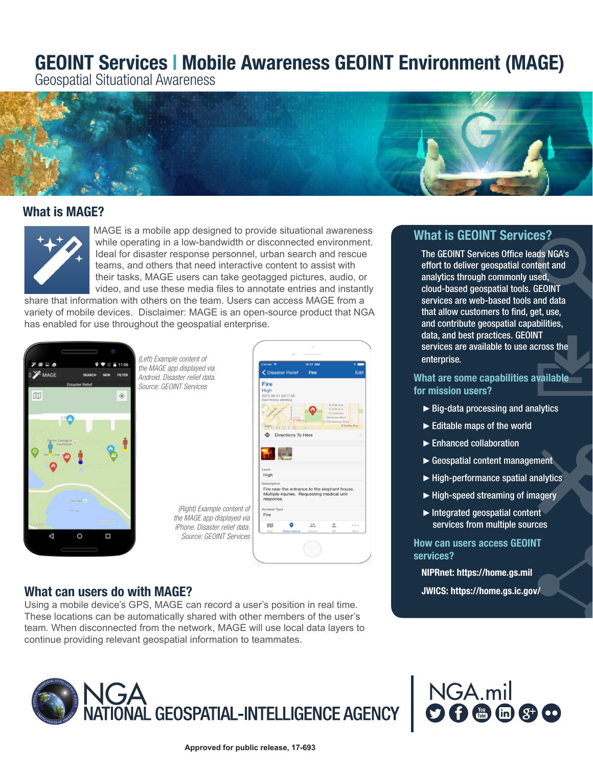# GEOINT Services | Mobile Awareness GEOINT Environment (MAGE)

Geospatial Situational Awareness

## What is MAGE?

MAGE is a mobile app designed to provide situational awareness while operating in a low-bandwidth or disconnected environment. Ideal for disaster response personnel, urban search and rescue teams, and others that need interactive content to assist with their tasks, MAGE users can take geotagged pictures, audio, or video, and use these media files to annotate entries and instantly share that information with others on the team. Users can access MAGE from a variety of mobile devices. Disclaimer: MAGE is an open-source product that NGA has enabled for use throughout the geospatial enterprise.

*(Left) Example content of the MAGE app displayed via Android. Disaster relief data. Source: GEOINT Services*

*(Right) Example content of the MAGE app displayed via iPhone. Disaster relief data. Source: GEOINT Services*

## What can users do with MAGE?

Using a mobile device's GPS, MAGE can record a user's position in real time. These locations can be automatically shared with other members of the user's team. When disconnected from the network, MAGE will use local data layers to continue providing relevant geospatial information to teammates.

## What is GEOINT Services?

The GEOINT Services Office leads NGA's effort to deliver geospatial content and analytics through commonly used, cloud-based geospatial tools. GEOINT services are web-based tools and data that allow customers to find, get, use, and contribute geospatial capabilities, data, and best practices. GEOINT services are available to use across the enterprise.

### What are some capabilities available for mission users?

- Big-data processing and analytics
- Editable maps of the world
- Enhanced collaboration
- Geospatial content management
- High-performance spatial analytics
- High-speed streaming of imagery
- Integrated geospatial content services from multiple sources

### How can users access GEOINT services?

**NIPRnet: https://home.gs.mil**

**JWICS: https://home.gs.ic.gov/**

NGA NATIONAL GEOSPATIAL-INTELLIGENCE AGENCY

NGA.mil

**Approved for public release, 17-693**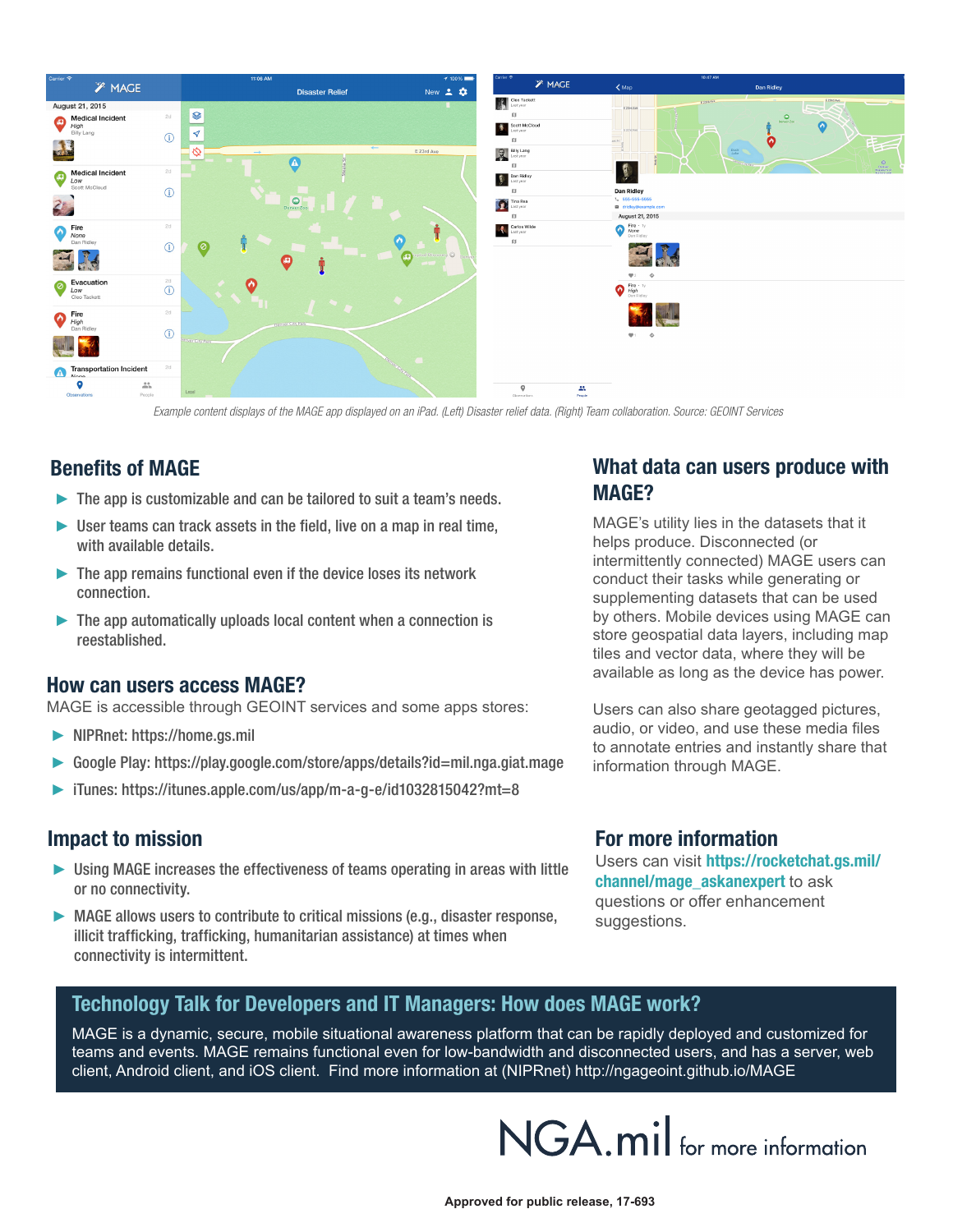*Example content displays of the MAGE app displayed on an iPad. (Left) Disaster relief data. (Right) Team collaboration. Source: GEOINT Services*

## Benefits of MAGE

- The app is customizable and can be tailored to suit a team's needs.
- User teams can track assets in the field, live on a map in real time, with available details.
- The app remains functional even if the device loses its network connection.
- The app automatically uploads local content when a connection is reestablished.

## How can users access MAGE?

MAGE is accessible through GEOINT services and some apps stores:

- NIPRnet: https://home.gs.mil
- Google Play: https://play.google.com/store/apps/details?id=mil.nga.giat.mage
- iTunes: https://itunes.apple.com/us/app/m-a-g-e/id1032815042?mt=8

## Impact to mission

- Using MAGE increases the effectiveness of teams operating in areas with little or no connectivity.
- MAGE allows users to contribute to critical missions (e.g., disaster response, illicit trafficking, trafficking, humanitarian assistance) at times when connectivity is intermittent.

## What data can users produce with MAGE?

MAGE's utility lies in the datasets that it helps produce. Disconnected (or intermittently connected) MAGE users can conduct their tasks while generating or supplementing datasets that can be used by others. Mobile devices using MAGE can store geospatial data layers, including map tiles and vector data, where they will be available as long as the device has power.

Users can also share geotagged pictures, audio, or video, and use these media files to annotate entries and instantly share that information through MAGE.

## For more information

Users can visit **https://rocketchat.gs.mil/channel/mage_askanexpert** to ask questions or offer enhancement suggestions.

## Technology Talk for Developers and IT Managers: How does MAGE work?

MAGE is a dynamic, secure, mobile situational awareness platform that can be rapidly deployed and customized for teams and events. MAGE remains functional even for low-bandwidth and disconnected users, and has a server, web client, Android client, and iOS client. Find more information at (NIPRnet) http://ngageoint.github.io/MAGE

NGA.mil for more information

**Approved for public release, 17-693**